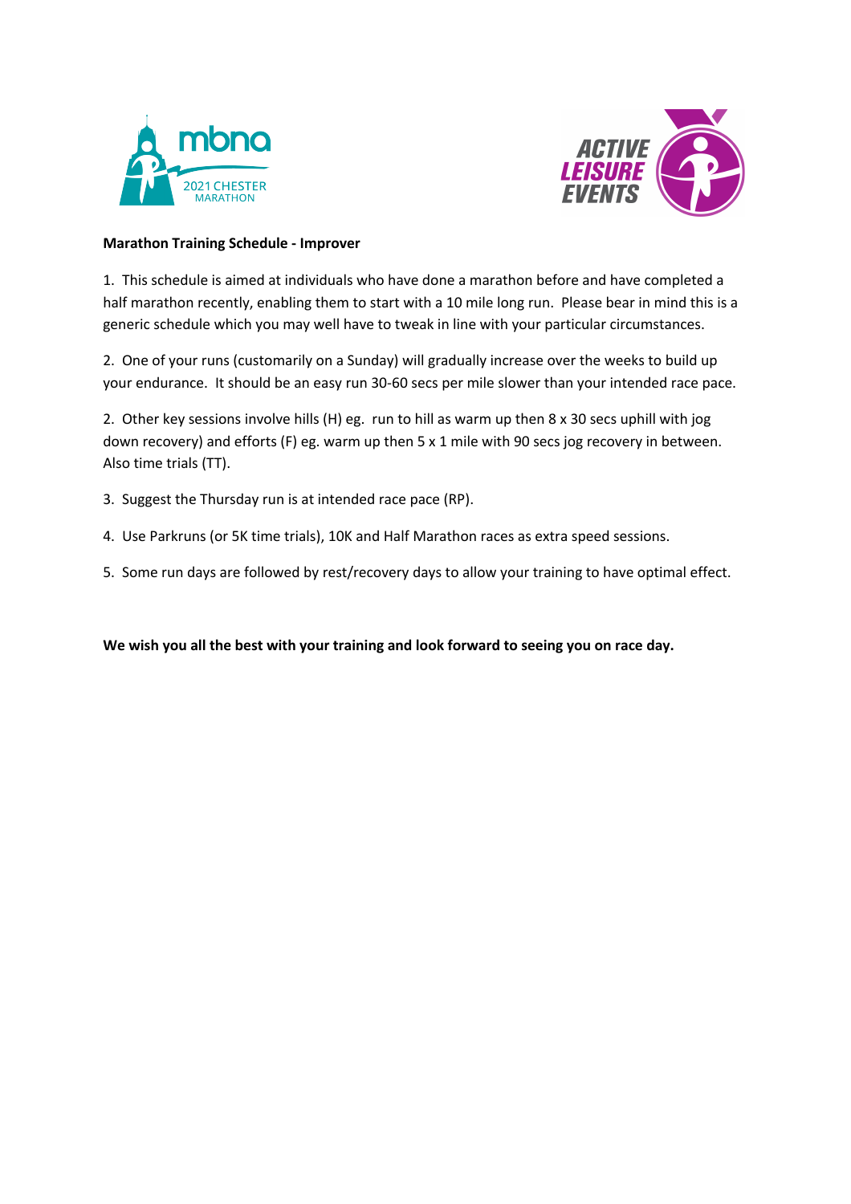**Marathon Training Schedule - Improver**

1. This schedule is aimed at individuals who have done a marathon before and have completed a half marathon recently, enabling them to start with a 10 mile long run. Please bear in mind this is a generic schedule which you may well have to tweak in line with your particular circumstances.

2. One of your runs (customarily on a Sunday) will gradually increase over the weeks to build up your endurance. It should be an easy run 30-60 secs per mile slower than your intended race pace.

2. Other key sessions involve hills (H) eg. run to hill as warm up then 8 x 30 secs uphill with jog down recovery) and efforts (F) eg. warm up then 5 x 1 mile with 90 secs jog recovery in between. Also time trials (TT).

3. Suggest the Thursday run is at intended race pace (RP).

4. Use Parkruns (or 5K time trials), 10K and Half Marathon races as extra speed sessions.

5. Some run days are followed by rest/recovery days to allow your training to have optimal effect.

**We wish you all the best with your training and look forward to seeing you on race day.**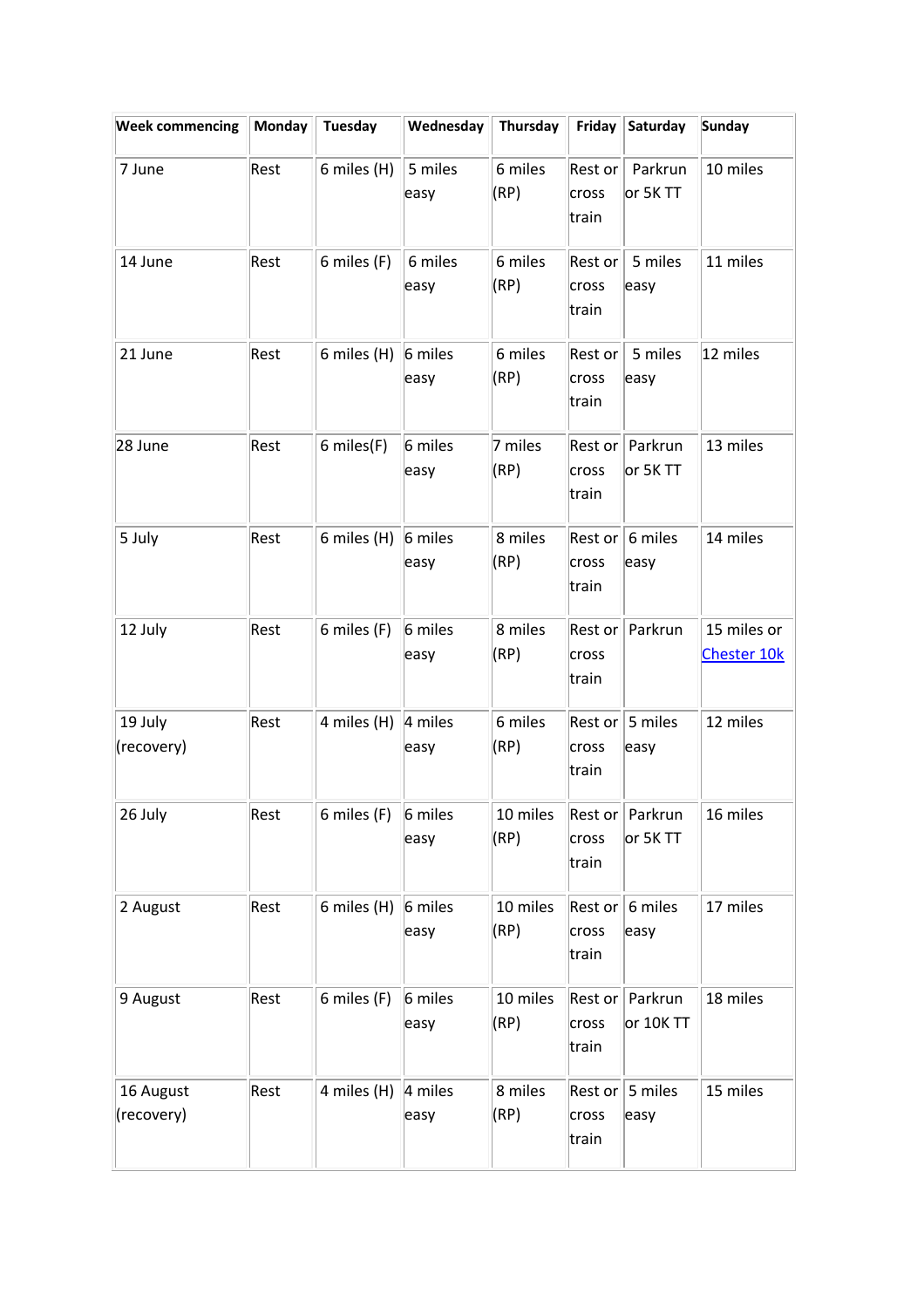| Week commencing | Monday | Tuesday | Wednesday | Thursday | Friday | Saturday | Sunday |
| --- | --- | --- | --- | --- | --- | --- | --- |
| 7 June | Rest | 6 miles (H) | 5 miles easy | 6 miles (RP) | Rest or cross train | Parkrun or 5K TT | 10 miles |
| 14 June | Rest | 6 miles (F) | 6 miles easy | 6 miles (RP) | Rest or cross train | 5 miles easy | 11 miles |
| 21 June | Rest | 6 miles (H) | 6 miles easy | 6 miles (RP) | Rest or cross train | 5 miles easy | 12 miles |
| 28 June | Rest | 6 miles(F) | 6 miles easy | 7 miles (RP) | Rest or cross train | Parkrun or 5K TT | 13 miles |
| 5 July | Rest | 6 miles (H) | 6 miles easy | 8 miles (RP) | Rest or cross train | 6 miles easy | 14 miles |
| 12 July | Rest | 6 miles (F) | 6 miles easy | 8 miles (RP) | Rest or cross train | Parkrun | 15 miles or Chester 10k |
| 19 July (recovery) | Rest | 4 miles (H) | 4 miles easy | 6 miles (RP) | Rest or cross train | 5 miles easy | 12 miles |
| 26 July | Rest | 6 miles (F) | 6 miles easy | 10 miles (RP) | Rest or cross train | Parkrun or 5K TT | 16 miles |
| 2 August | Rest | 6 miles (H) | 6 miles easy | 10 miles (RP) | Rest or cross train | 6 miles easy | 17 miles |
| 9 August | Rest | 6 miles (F) | 6 miles easy | 10 miles (RP) | Rest or cross train | Parkrun or 10K TT | 18 miles |
| 16 August (recovery) | Rest | 4 miles (H) | 4 miles easy | 8 miles (RP) | Rest or cross train | 5 miles easy | 15 miles |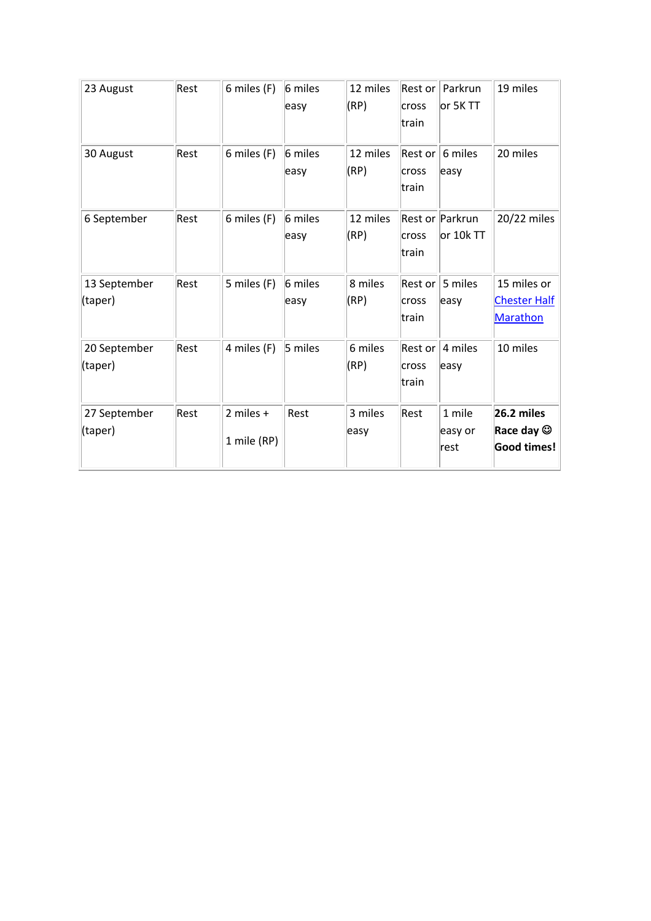| | | | | | | | |
|---|---|---|---|---|---|---|---|
| 23 August | Rest | 6 miles (F) | 6 miles easy | 12 miles (RP) | Rest or cross train | Parkrun or 5K TT | 19 miles |
| 30 August | Rest | 6 miles (F) | 6 miles easy | 12 miles (RP) | Rest or cross train | 6 miles easy | 20 miles |
| 6 September | Rest | 6 miles (F) | 6 miles easy | 12 miles (RP) | Rest or cross train | Parkrun or 10k TT | 20/22 miles |
| 13 September (taper) | Rest | 5 miles (F) | 6 miles easy | 8 miles (RP) | Rest or cross train | 5 miles easy | 15 miles or Chester Half Marathon |
| 20 September (taper) | Rest | 4 miles (F) | 5 miles | 6 miles (RP) | Rest or cross train | 4 miles easy | 10 miles |
| 27 September (taper) | Rest | 2 miles + 1 mile (RP) | Rest | 3 miles easy | Rest | 1 mile easy or rest | **26.2 miles Race day ☺ Good times!** |